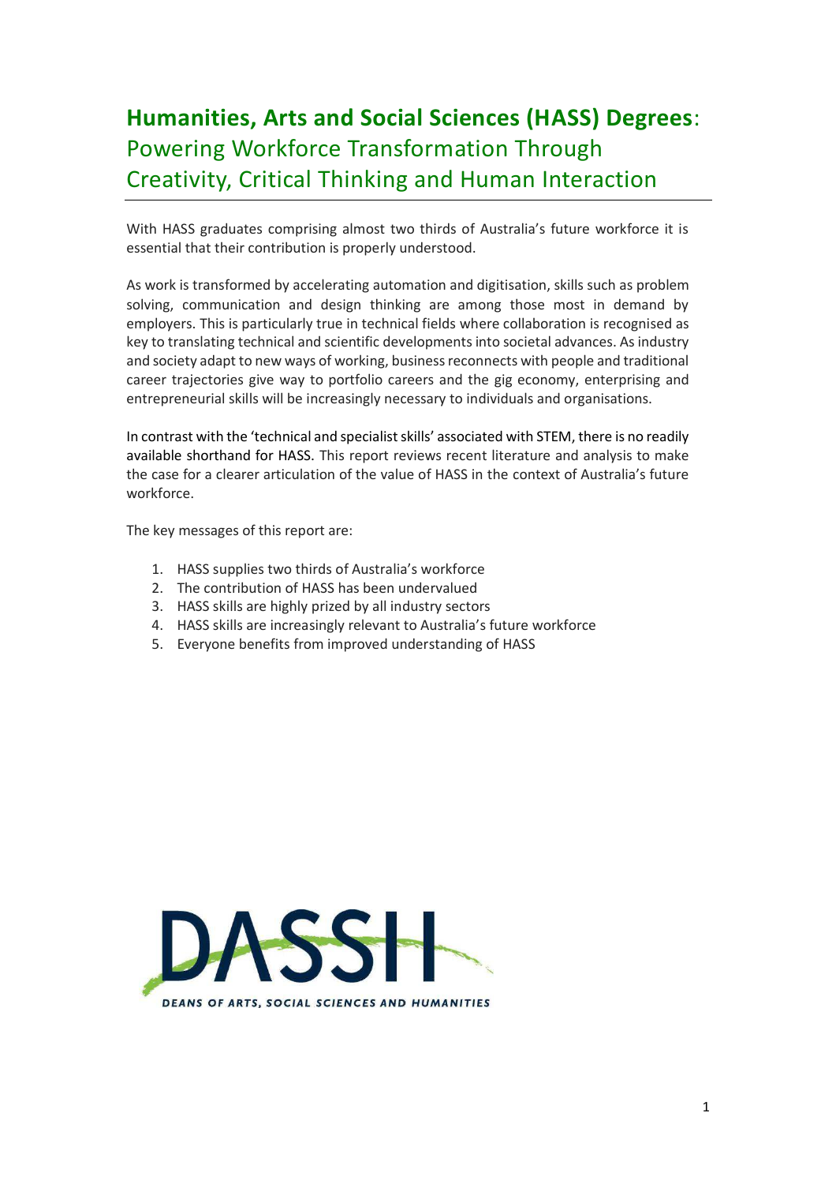# **Humanities, Arts and Social Sciences (HASS) Degrees**: Powering Workforce Transformation Through Creativity, Critical Thinking and Human Interaction

With HASS graduates comprising almost two thirds of Australia's future workforce it is essential that their contribution is properly understood.

As work is transformed by accelerating automation and digitisation, skills such as problem solving, communication and design thinking are among those most in demand by employers. This is particularly true in technical fields where collaboration is recognised as key to translating technical and scientific developments into societal advances. As industry and society adapt to new ways of working, business reconnects with people and traditional career trajectories give way to portfolio careers and the gig economy, enterprising and entrepreneurial skills will be increasingly necessary to individuals and organisations.

In contrast with the 'technical and specialist skills' associated with STEM, there is no readily available shorthand for HASS. This report reviews recent literature and analysis to make the case for a clearer articulation of the value of HASS in the context of Australia's future workforce.

The key messages of this report are:

1. HASS supplies two thirds of Australia's workforce
2. The contribution of HASS has been undervalued
3. HASS skills are highly prized by all industry sectors
4. HASS skills are increasingly relevant to Australia's future workforce
5. Everyone benefits from improved understanding of HASS

DASSH

DEANS OF ARTS, SOCIAL SCIENCES AND HUMANITIES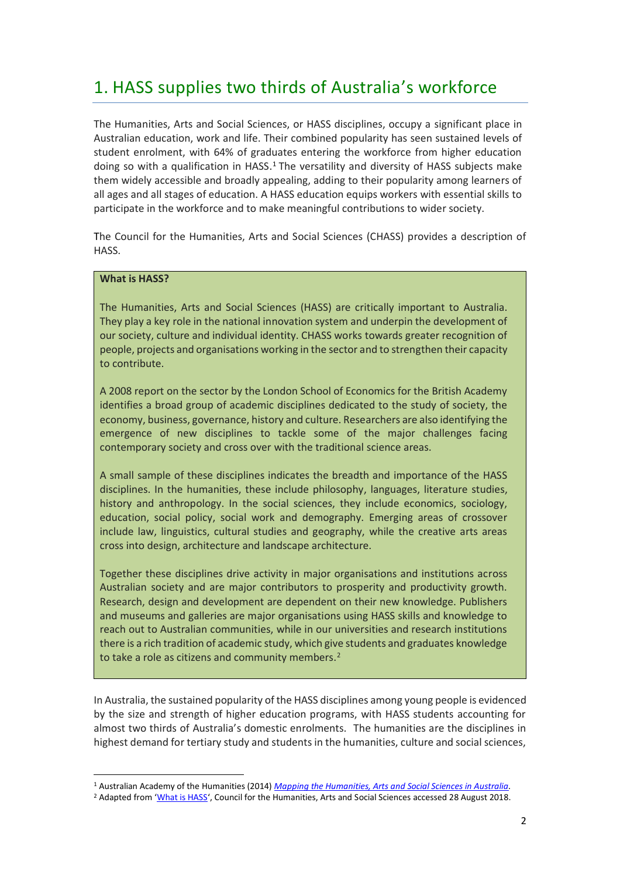# 1. HASS supplies two thirds of Australia's workforce

The Humanities, Arts and Social Sciences, or HASS disciplines, occupy a significant place in Australian education, work and life. Their combined popularity has seen sustained levels of student enrolment, with 64% of graduates entering the workforce from higher education doing so with a qualification in HASS.[1] The versatility and diversity of HASS subjects make them widely accessible and broadly appealing, adding to their popularity among learners of all ages and all stages of education. A HASS education equips workers with essential skills to participate in the workforce and to make meaningful contributions to wider society.

The Council for the Humanities, Arts and Social Sciences (CHASS) provides a description of HASS.

> **What is HASS?**
>
> The Humanities, Arts and Social Sciences (HASS) are critically important to Australia. They play a key role in the national innovation system and underpin the development of our society, culture and individual identity. CHASS works towards greater recognition of people, projects and organisations working in the sector and to strengthen their capacity to contribute.
>
> A 2008 report on the sector by the London School of Economics for the British Academy identifies a broad group of academic disciplines dedicated to the study of society, the economy, business, governance, history and culture. Researchers are also identifying the emergence of new disciplines to tackle some of the major challenges facing contemporary society and cross over with the traditional science areas.
>
> A small sample of these disciplines indicates the breadth and importance of the HASS disciplines. In the humanities, these include philosophy, languages, literature studies, history and anthropology. In the social sciences, they include economics, sociology, education, social policy, social work and demography. Emerging areas of crossover include law, linguistics, cultural studies and geography, while the creative arts areas cross into design, architecture and landscape architecture.
>
> Together these disciplines drive activity in major organisations and institutions across Australian society and are major contributors to prosperity and productivity growth. Research, design and development are dependent on their new knowledge. Publishers and museums and galleries are major organisations using HASS skills and knowledge to reach out to Australian communities, while in our universities and research institutions there is a rich tradition of academic study, which give students and graduates knowledge to take a role as citizens and community members.[2]

In Australia, the sustained popularity of the HASS disciplines among young people is evidenced by the size and strength of higher education programs, with HASS students accounting for almost two thirds of Australia's domestic enrolments. The humanities are the disciplines in highest demand for tertiary study and students in the humanities, culture and social sciences,

---

[1] Australian Academy of the Humanities (2014) *Mapping the Humanities, Arts and Social Sciences in Australia*.

[2] Adapted from 'What is HASS', Council for the Humanities, Arts and Social Sciences accessed 28 August 2018.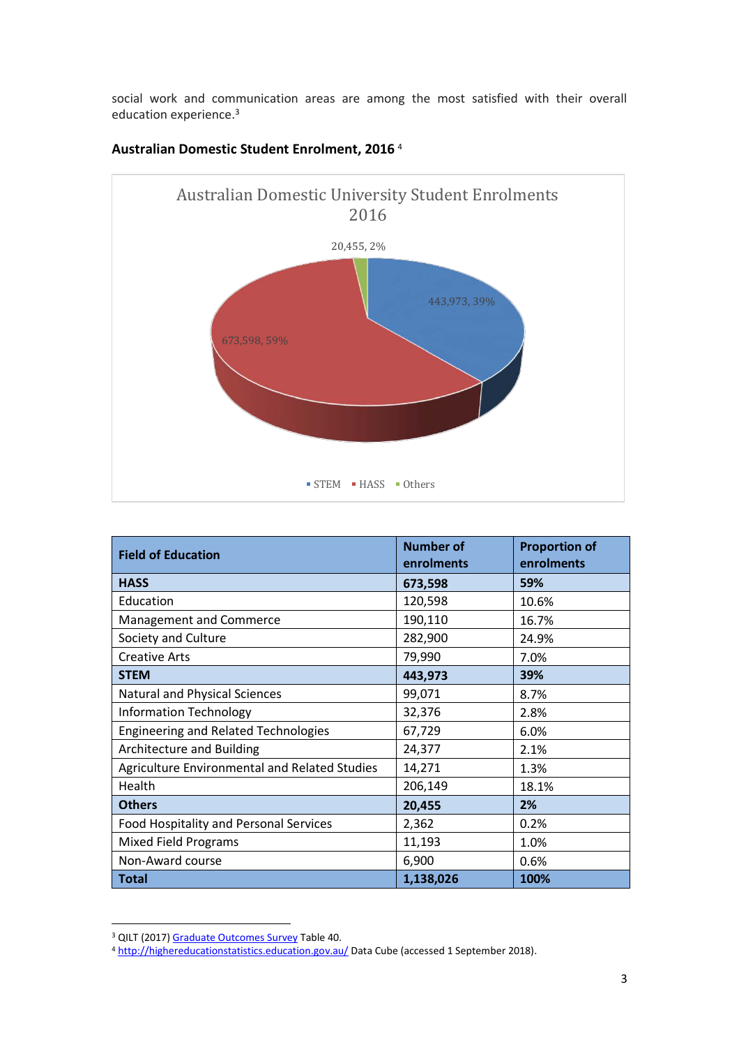social work and communication areas are among the most satisfied with their overall education experience.[3]

**Australian Domestic Student Enrolment, 2016** [4]

| Field of Education | Number of enrolments | Proportion of enrolments |
|---|---|---|
| **HASS** | **673,598** | **59%** |
| Education | 120,598 | 10.6% |
| Management and Commerce | 190,110 | 16.7% |
| Society and Culture | 282,900 | 24.9% |
| Creative Arts | 79,990 | 7.0% |
| **STEM** | **443,973** | **39%** |
| Natural and Physical Sciences | 99,071 | 8.7% |
| Information Technology | 32,376 | 2.8% |
| Engineering and Related Technologies | 67,729 | 6.0% |
| Architecture and Building | 24,377 | 2.1% |
| Agriculture Environmental and Related Studies | 14,271 | 1.3% |
| Health | 206,149 | 18.1% |
| **Others** | **20,455** | **2%** |
| Food Hospitality and Personal Services | 2,362 | 0.2% |
| Mixed Field Programs | 11,193 | 1.0% |
| Non-Award course | 6,900 | 0.6% |
| **Total** | **1,138,026** | **100%** |

[3] QILT (2017) Graduate Outcomes Survey Table 40.

[4] http://highereducationstatistics.education.gov.au/ Data Cube (accessed 1 September 2018).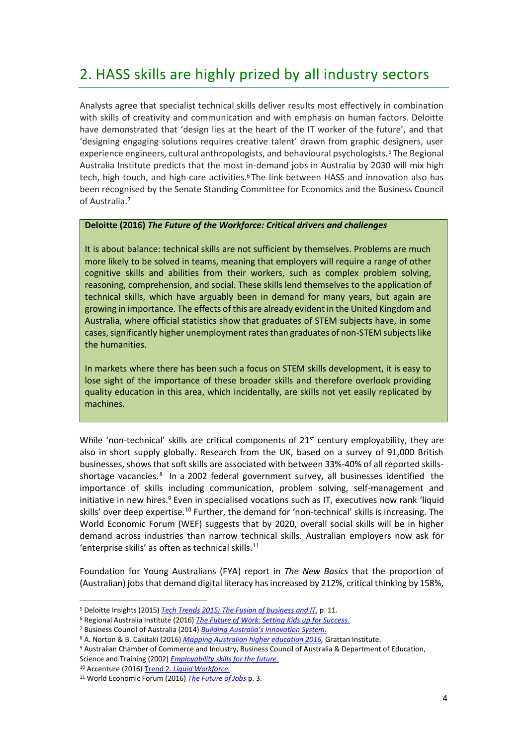## 2. HASS skills are highly prized by all industry sectors

Analysts agree that specialist technical skills deliver results most effectively in combination with skills of creativity and communication and with emphasis on human factors. Deloitte have demonstrated that 'design lies at the heart of the IT worker of the future', and that 'designing engaging solutions requires creative talent' drawn from graphic designers, user experience engineers, cultural anthropologists, and behavioural psychologists.[5] The Regional Australia Institute predicts that the most in-demand jobs in Australia by 2030 will mix high tech, high touch, and high care activities.[6] The link between HASS and innovation also has been recognised by the Senate Standing Committee for Economics and the Business Council of Australia.[7]

> **Deloitte (2016)** ***The Future of the Workforce: Critical drivers and challenges***
>
> It is about balance: technical skills are not sufficient by themselves. Problems are much more likely to be solved in teams, meaning that employers will require a range of other cognitive skills and abilities from their workers, such as complex problem solving, reasoning, comprehension, and social. These skills lend themselves to the application of technical skills, which have arguably been in demand for many years, but again are growing in importance. The effects of this are already evident in the United Kingdom and Australia, where official statistics show that graduates of STEM subjects have, in some cases, significantly higher unemployment rates than graduates of non-STEM subjects like the humanities.
>
> In markets where there has been such a focus on STEM skills development, it is easy to lose sight of the importance of these broader skills and therefore overlook providing quality education in this area, which incidentally, are skills not yet easily replicated by machines.

While 'non-technical' skills are critical components of 21st century employability, they are also in short supply globally. Research from the UK, based on a survey of 91,000 British businesses, shows that soft skills are associated with between 33%-40% of all reported skills-shortage vacancies.[8] In a 2002 federal government survey, all businesses identified the importance of skills including communication, problem solving, self-management and initiative in new hires.[9] Even in specialised vocations such as IT, executives now rank 'liquid skills' over deep expertise.[10] Further, the demand for 'non-technical' skills is increasing. The World Economic Forum (WEF) suggests that by 2020, overall social skills will be in higher demand across industries than narrow technical skills. Australian employers now ask for 'enterprise skills' as often as technical skills.[11]

Foundation for Young Australians (FYA) report in *The New Basics* that the proportion of (Australian) jobs that demand digital literacy has increased by 212%, critical thinking by 158%,

---

[5] Deloitte Insights (2015) *Tech Trends 2015: The Fusion of business and IT*, p. 11.

[6] Regional Australia Institute (2016) *The Future of Work: Setting Kids up for Success.*

[7] Business Council of Australia (2014) *Building Australia's Innovation System.*

[8] A. Norton & B. Cakitaki (2016) *Mapping Australian higher education 2016*, Grattan Institute.

[9] Australian Chamber of Commerce and Industry, Business Council of Australia & Department of Education, Science and Training (2002) *Employability skills for the future.*

[10] Accenture (2016) Trend 2. *Liquid Workforce.*

[11] World Economic Forum (2016) *The Future of Jobs* p. 3.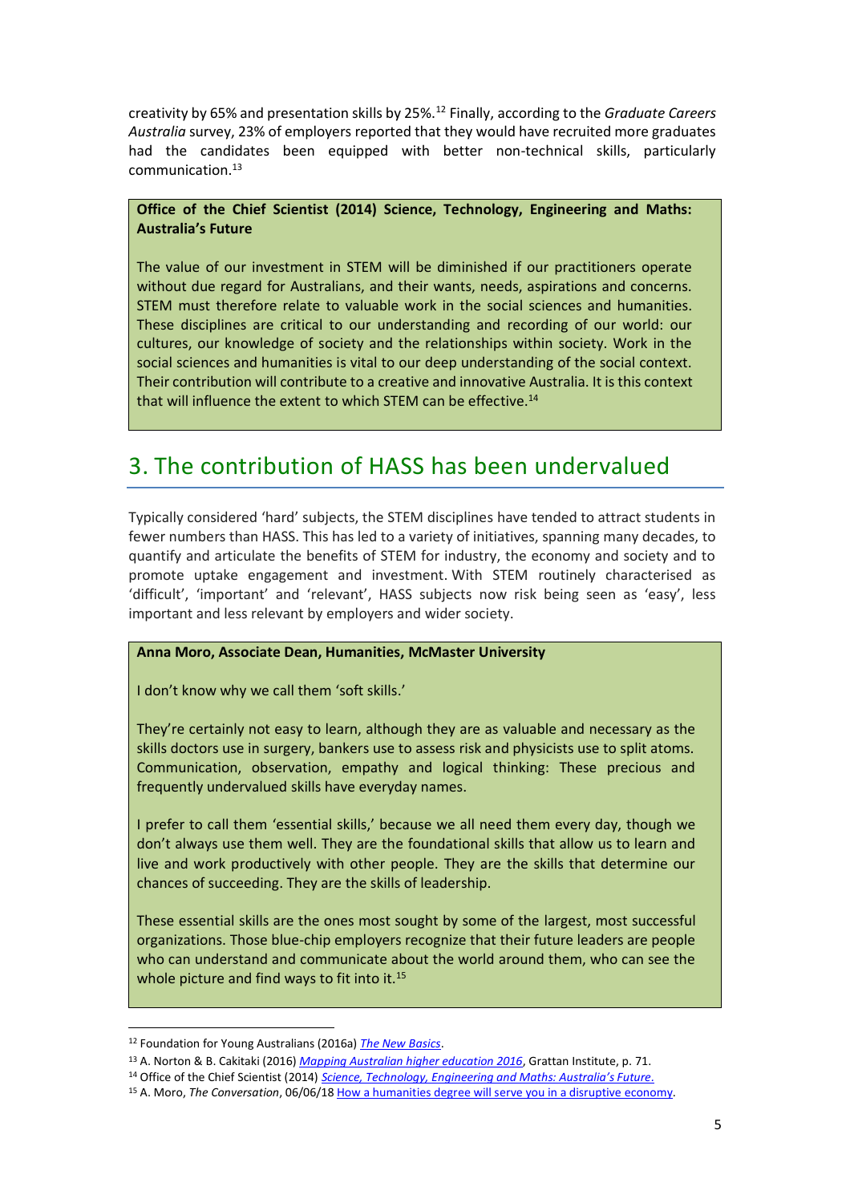creativity by 65% and presentation skills by 25%.[12] Finally, according to the *Graduate Careers Australia* survey, 23% of employers reported that they would have recruited more graduates had the candidates been equipped with better non-technical skills, particularly communication.[13]

> **Office of the Chief Scientist (2014) Science, Technology, Engineering and Maths: Australia's Future**
>
> The value of our investment in STEM will be diminished if our practitioners operate without due regard for Australians, and their wants, needs, aspirations and concerns. STEM must therefore relate to valuable work in the social sciences and humanities. These disciplines are critical to our understanding and recording of our world: our cultures, our knowledge of society and the relationships within society. Work in the social sciences and humanities is vital to our deep understanding of the social context. Their contribution will contribute to a creative and innovative Australia. It is this context that will influence the extent to which STEM can be effective.[14]

## 3. The contribution of HASS has been undervalued

Typically considered 'hard' subjects, the STEM disciplines have tended to attract students in fewer numbers than HASS. This has led to a variety of initiatives, spanning many decades, to quantify and articulate the benefits of STEM for industry, the economy and society and to promote uptake engagement and investment. With STEM routinely characterised as 'difficult', 'important' and 'relevant', HASS subjects now risk being seen as 'easy', less important and less relevant by employers and wider society.

> **Anna Moro, Associate Dean, Humanities, McMaster University**
>
> I don't know why we call them 'soft skills.'
>
> They're certainly not easy to learn, although they are as valuable and necessary as the skills doctors use in surgery, bankers use to assess risk and physicists use to split atoms. Communication, observation, empathy and logical thinking: These precious and frequently undervalued skills have everyday names.
>
> I prefer to call them 'essential skills,' because we all need them every day, though we don't always use them well. They are the foundational skills that allow us to learn and live and work productively with other people. They are the skills that determine our chances of succeeding. They are the skills of leadership.
>
> These essential skills are the ones most sought by some of the largest, most successful organizations. Those blue-chip employers recognize that their future leaders are people who can understand and communicate about the world around them, who can see the whole picture and find ways to fit into it.[15]

---

[12] Foundation for Young Australians (2016a) *The New Basics*.

[13] A. Norton & B. Cakitaki (2016) *Mapping Australian higher education 2016*, Grattan Institute, p. 71.

[14] Office of the Chief Scientist (2014) *Science, Technology, Engineering and Maths: Australia's Future*.

[15] A. Moro, *The Conversation*, 06/06/18 How a humanities degree will serve you in a disruptive economy.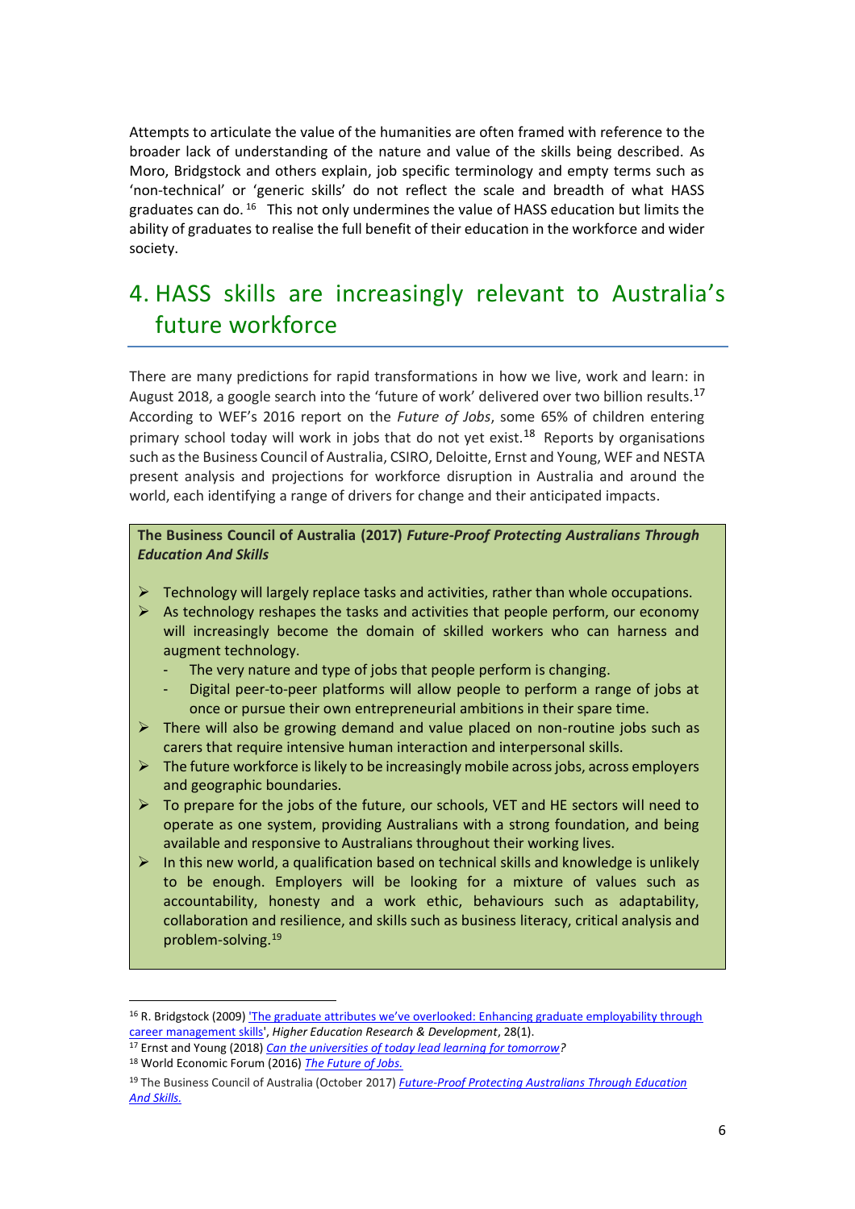Attempts to articulate the value of the humanities are often framed with reference to the broader lack of understanding of the nature and value of the skills being described. As Moro, Bridgstock and others explain, job specific terminology and empty terms such as 'non-technical' or 'generic skills' do not reflect the scale and breadth of what HASS graduates can do.[16] This not only undermines the value of HASS education but limits the ability of graduates to realise the full benefit of their education in the workforce and wider society.

## 4. HASS skills are increasingly relevant to Australia's future workforce

There are many predictions for rapid transformations in how we live, work and learn: in August 2018, a google search into the 'future of work' delivered over two billion results.[17] According to WEF's 2016 report on the *Future of Jobs*, some 65% of children entering primary school today will work in jobs that do not yet exist.[18] Reports by organisations such as the Business Council of Australia, CSIRO, Deloitte, Ernst and Young, WEF and NESTA present analysis and projections for workforce disruption in Australia and around the world, each identifying a range of drivers for change and their anticipated impacts.

**The Business Council of Australia (2017) *Future-Proof Protecting Australians Through Education And Skills***

- Technology will largely replace tasks and activities, rather than whole occupations.
- As technology reshapes the tasks and activities that people perform, our economy will increasingly become the domain of skilled workers who can harness and augment technology.
  - The very nature and type of jobs that people perform is changing.
  - Digital peer-to-peer platforms will allow people to perform a range of jobs at once or pursue their own entrepreneurial ambitions in their spare time.
- There will also be growing demand and value placed on non-routine jobs such as carers that require intensive human interaction and interpersonal skills.
- The future workforce is likely to be increasingly mobile across jobs, across employers and geographic boundaries.
- To prepare for the jobs of the future, our schools, VET and HE sectors will need to operate as one system, providing Australians with a strong foundation, and being available and responsive to Australians throughout their working lives.
- In this new world, a qualification based on technical skills and knowledge is unlikely to be enough. Employers will be looking for a mixture of values such as accountability, honesty and a work ethic, behaviours such as adaptability, collaboration and resilience, and skills such as business literacy, critical analysis and problem-solving.[19]

---

[16] R. Bridgstock (2009) 'The graduate attributes we've overlooked: Enhancing graduate employability through career management skills', *Higher Education Research & Development*, 28(1).

[17] Ernst and Young (2018) *Can the universities of today lead learning for tomorrow?*

[18] World Economic Forum (2016) *The Future of Jobs.*

[19] The Business Council of Australia (October 2017) *Future-Proof Protecting Australians Through Education And Skills.*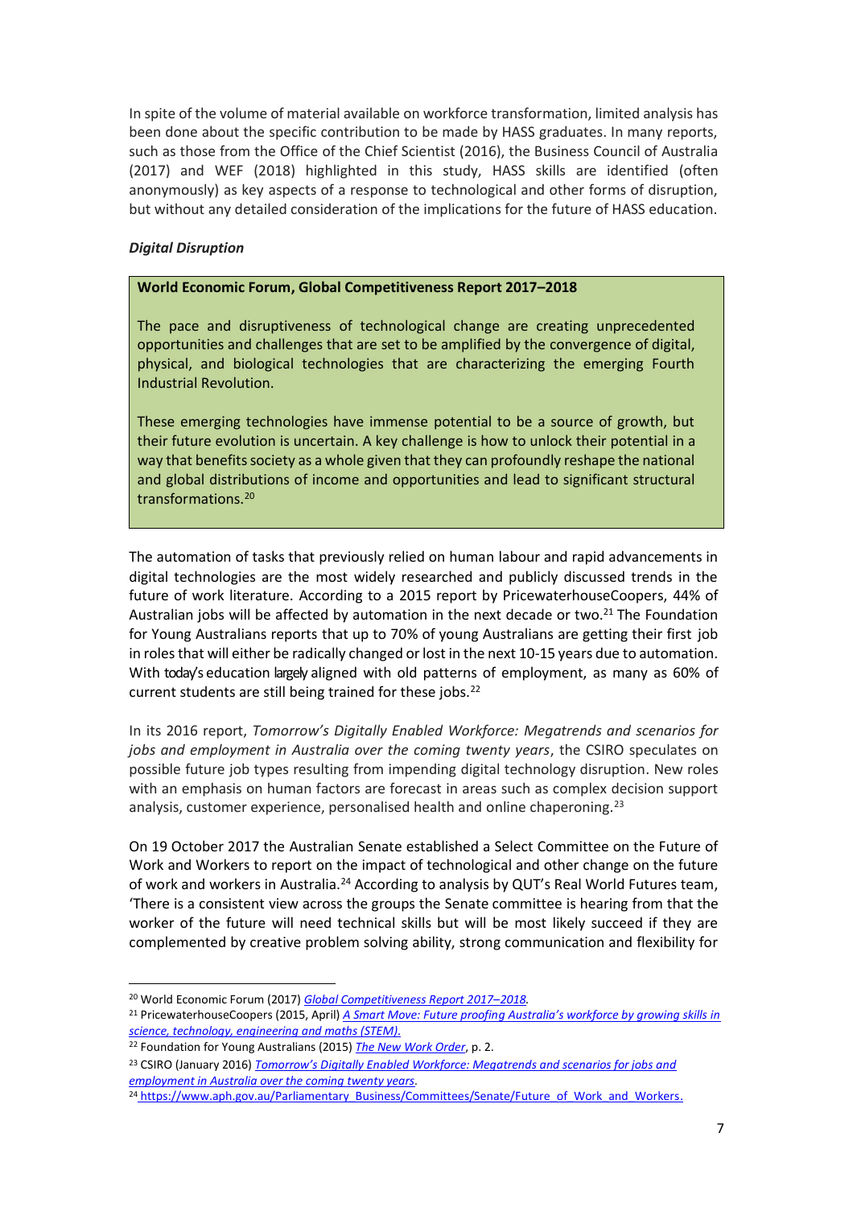In spite of the volume of material available on workforce transformation, limited analysis has been done about the specific contribution to be made by HASS graduates. In many reports, such as those from the Office of the Chief Scientist (2016), the Business Council of Australia (2017) and WEF (2018) highlighted in this study, HASS skills are identified (often anonymously) as key aspects of a response to technological and other forms of disruption, but without any detailed consideration of the implications for the future of HASS education.

***Digital Disruption***

> **World Economic Forum, Global Competitiveness Report 2017–2018**
>
> The pace and disruptiveness of technological change are creating unprecedented opportunities and challenges that are set to be amplified by the convergence of digital, physical, and biological technologies that are characterizing the emerging Fourth Industrial Revolution.
>
> These emerging technologies have immense potential to be a source of growth, but their future evolution is uncertain. A key challenge is how to unlock their potential in a way that benefits society as a whole given that they can profoundly reshape the national and global distributions of income and opportunities and lead to significant structural transformations.[20]

The automation of tasks that previously relied on human labour and rapid advancements in digital technologies are the most widely researched and publicly discussed trends in the future of work literature. According to a 2015 report by PricewaterhouseCoopers, 44% of Australian jobs will be affected by automation in the next decade or two.[21] The Foundation for Young Australians reports that up to 70% of young Australians are getting their first job in roles that will either be radically changed or lost in the next 10-15 years due to automation. With today's education largely aligned with old patterns of employment, as many as 60% of current students are still being trained for these jobs.[22]

In its 2016 report, *Tomorrow's Digitally Enabled Workforce: Megatrends and scenarios for jobs and employment in Australia over the coming twenty years*, the CSIRO speculates on possible future job types resulting from impending digital technology disruption. New roles with an emphasis on human factors are forecast in areas such as complex decision support analysis, customer experience, personalised health and online chaperoning.[23]

On 19 October 2017 the Australian Senate established a Select Committee on the Future of Work and Workers to report on the impact of technological and other change on the future of work and workers in Australia.[24] According to analysis by QUT's Real World Futures team, 'There is a consistent view across the groups the Senate committee is hearing from that the worker of the future will need technical skills but will be most likely succeed if they are complemented by creative problem solving ability, strong communication and flexibility for

---

[20] World Economic Forum (2017) *Global Competitiveness Report 2017–2018*.

[21] PricewaterhouseCoopers (2015, April) *A Smart Move: Future proofing Australia's workforce by growing skills in science, technology, engineering and maths (STEM).*

[22] Foundation for Young Australians (2015) *The New Work Order*, p. 2.

[23] CSIRO (January 2016) *Tomorrow's Digitally Enabled Workforce: Megatrends and scenarios for jobs and employment in Australia over the coming twenty years*.

[24] https://www.aph.gov.au/Parliamentary_Business/Committees/Senate/Future_of_Work_and_Workers.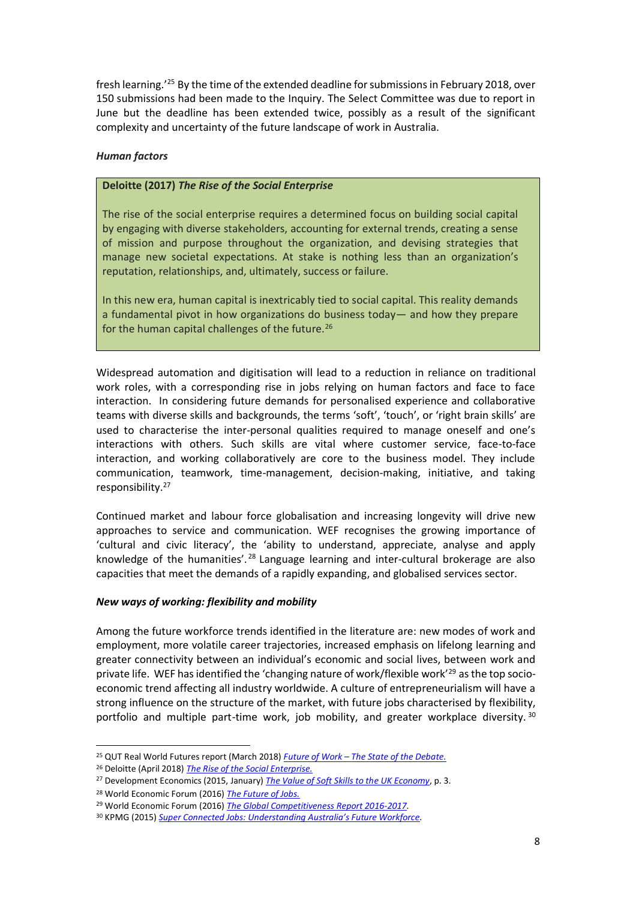fresh learning.'[25] By the time of the extended deadline for submissions in February 2018, over 150 submissions had been made to the Inquiry. The Select Committee was due to report in June but the deadline has been extended twice, possibly as a result of the significant complexity and uncertainty of the future landscape of work in Australia.

***Human factors***

> **Deloitte (2017) *The Rise of the Social Enterprise***
>
> The rise of the social enterprise requires a determined focus on building social capital by engaging with diverse stakeholders, accounting for external trends, creating a sense of mission and purpose throughout the organization, and devising strategies that manage new societal expectations. At stake is nothing less than an organization's reputation, relationships, and, ultimately, success or failure.
>
> In this new era, human capital is inextricably tied to social capital. This reality demands a fundamental pivot in how organizations do business today— and how they prepare for the human capital challenges of the future.[26]

Widespread automation and digitisation will lead to a reduction in reliance on traditional work roles, with a corresponding rise in jobs relying on human factors and face to face interaction. In considering future demands for personalised experience and collaborative teams with diverse skills and backgrounds, the terms 'soft', 'touch', or 'right brain skills' are used to characterise the inter-personal qualities required to manage oneself and one's interactions with others. Such skills are vital where customer service, face-to-face interaction, and working collaboratively are core to the business model. They include communication, teamwork, time-management, decision-making, initiative, and taking responsibility.[27]

Continued market and labour force globalisation and increasing longevity will drive new approaches to service and communication. WEF recognises the growing importance of 'cultural and civic literacy', the 'ability to understand, appreciate, analyse and apply knowledge of the humanities'.[28] Language learning and inter-cultural brokerage are also capacities that meet the demands of a rapidly expanding, and globalised services sector.

***New ways of working: flexibility and mobility***

Among the future workforce trends identified in the literature are: new modes of work and employment, more volatile career trajectories, increased emphasis on lifelong learning and greater connectivity between an individual's economic and social lives, between work and private life. WEF has identified the 'changing nature of work/flexible work'[29] as the top socio-economic trend affecting all industry worldwide. A culture of entrepreneurialism will have a strong influence on the structure of the market, with future jobs characterised by flexibility, portfolio and multiple part-time work, job mobility, and greater workplace diversity.[30]

---

[25] QUT Real World Futures report (March 2018) *Future of Work – The State of the Debate.*

[26] Deloitte (April 2018) *The Rise of the Social Enterprise.*

[27] Development Economics (2015, January) *The Value of Soft Skills to the UK Economy*, p. 3.

[28] World Economic Forum (2016) *The Future of Jobs.*

[29] World Economic Forum (2016) *The Global Competitiveness Report 2016-2017.*

[30] KPMG (2015) *Super Connected Jobs: Understanding Australia's Future Workforce.*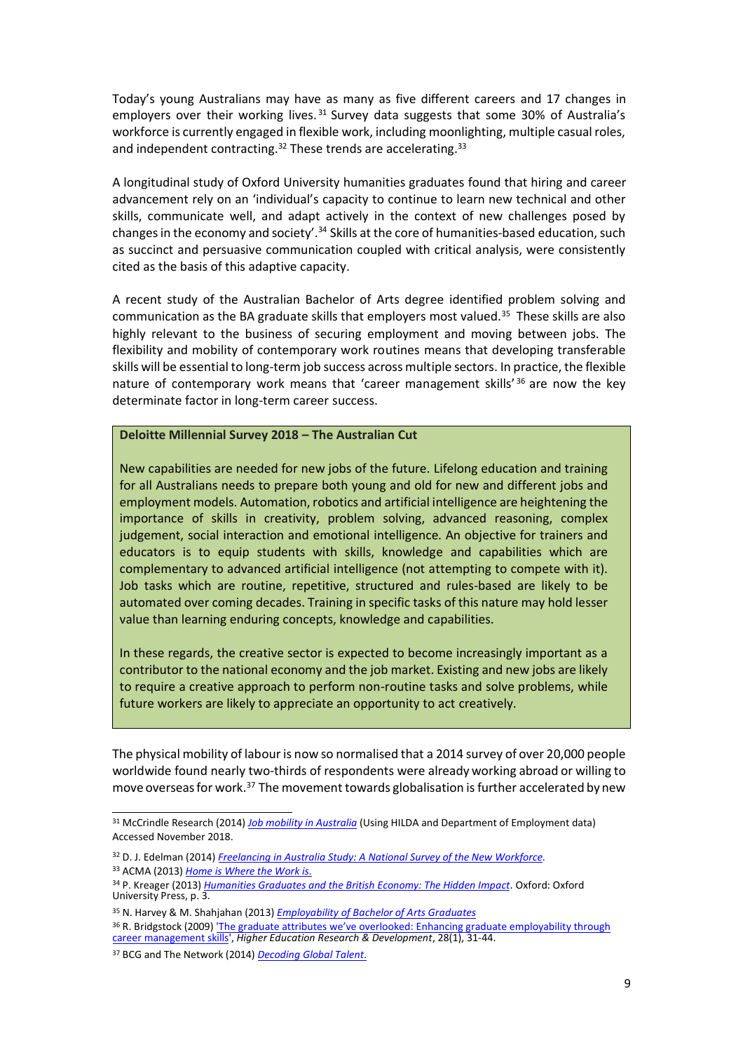Today's young Australians may have as many as five different careers and 17 changes in employers over their working lives.[31] Survey data suggests that some 30% of Australia's workforce is currently engaged in flexible work, including moonlighting, multiple casual roles, and independent contracting.[32] These trends are accelerating.[33]

A longitudinal study of Oxford University humanities graduates found that hiring and career advancement rely on an 'individual's capacity to continue to learn new technical and other skills, communicate well, and adapt actively in the context of new challenges posed by changes in the economy and society'.[34] Skills at the core of humanities-based education, such as succinct and persuasive communication coupled with critical analysis, were consistently cited as the basis of this adaptive capacity.

A recent study of the Australian Bachelor of Arts degree identified problem solving and communication as the BA graduate skills that employers most valued.[35] These skills are also highly relevant to the business of securing employment and moving between jobs. The flexibility and mobility of contemporary work routines means that developing transferable skills will be essential to long-term job success across multiple sectors. In practice, the flexible nature of contemporary work means that 'career management skills'[36] are now the key determinate factor in long-term career success.

> **Deloitte Millennial Survey 2018 – The Australian Cut**
>
> New capabilities are needed for new jobs of the future. Lifelong education and training for all Australians needs to prepare both young and old for new and different jobs and employment models. Automation, robotics and artificial intelligence are heightening the importance of skills in creativity, problem solving, advanced reasoning, complex judgement, social interaction and emotional intelligence. An objective for trainers and educators is to equip students with skills, knowledge and capabilities which are complementary to advanced artificial intelligence (not attempting to compete with it). Job tasks which are routine, repetitive, structured and rules-based are likely to be automated over coming decades. Training in specific tasks of this nature may hold lesser value than learning enduring concepts, knowledge and capabilities.
>
> In these regards, the creative sector is expected to become increasingly important as a contributor to the national economy and the job market. Existing and new jobs are likely to require a creative approach to perform non-routine tasks and solve problems, while future workers are likely to appreciate an opportunity to act creatively.

The physical mobility of labour is now so normalised that a 2014 survey of over 20,000 people worldwide found nearly two-thirds of respondents were already working abroad or willing to move overseas for work.[37] The movement towards globalisation is further accelerated by new

---

[31] McCrindle Research (2014) *Job mobility in Australia* (Using HILDA and Department of Employment data) Accessed November 2018.

[32] D. J. Edelman (2014) *Freelancing in Australia Study: A National Survey of the New Workforce.*

[33] ACMA (2013) *Home is Where the Work is.*

[34] P. Kreager (2013) *Humanities Graduates and the British Economy: The Hidden Impact*. Oxford: Oxford University Press, p. 3.

[35] N. Harvey & M. Shahjahan (2013) *Employability of Bachelor of Arts Graduates*

[36] R. Bridgstock (2009) 'The graduate attributes we've overlooked: Enhancing graduate employability through career management skills', *Higher Education Research & Development*, 28(1), 31-44.

[37] BCG and The Network (2014) *Decoding Global Talent.*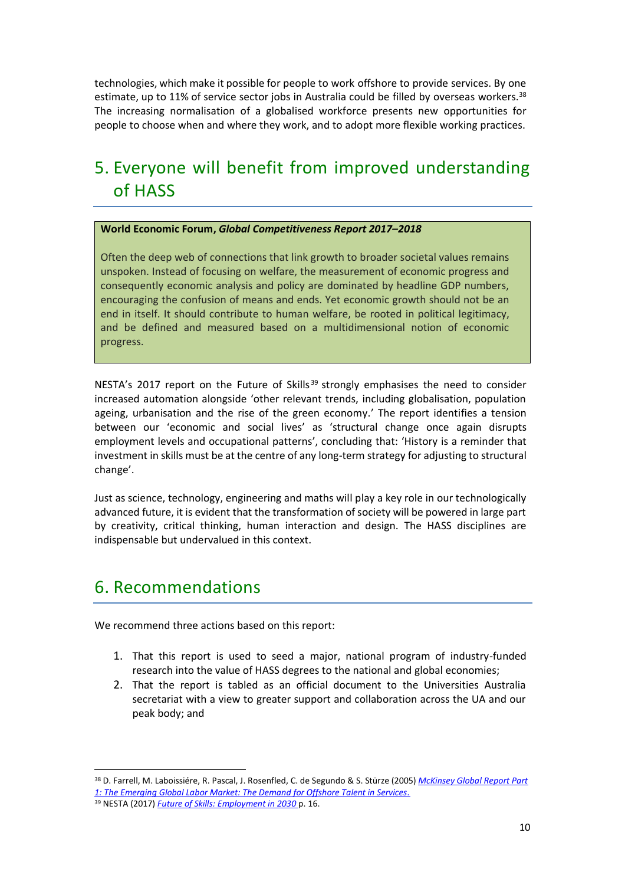technologies, which make it possible for people to work offshore to provide services. By one estimate, up to 11% of service sector jobs in Australia could be filled by overseas workers.[38] The increasing normalisation of a globalised workforce presents new opportunities for people to choose when and where they work, and to adopt more flexible working practices.

## 5. Everyone will benefit from improved understanding of HASS

> **World Economic Forum, *Global Competitiveness Report 2017–2018***
>
> Often the deep web of connections that link growth to broader societal values remains unspoken. Instead of focusing on welfare, the measurement of economic progress and consequently economic analysis and policy are dominated by headline GDP numbers, encouraging the confusion of means and ends. Yet economic growth should not be an end in itself. It should contribute to human welfare, be rooted in political legitimacy, and be defined and measured based on a multidimensional notion of economic progress.

NESTA's 2017 report on the Future of Skills[39] strongly emphasises the need to consider increased automation alongside 'other relevant trends, including globalisation, population ageing, urbanisation and the rise of the green economy.' The report identifies a tension between our 'economic and social lives' as 'structural change once again disrupts employment levels and occupational patterns', concluding that: 'History is a reminder that investment in skills must be at the centre of any long-term strategy for adjusting to structural change'.

Just as science, technology, engineering and maths will play a key role in our technologically advanced future, it is evident that the transformation of society will be powered in large part by creativity, critical thinking, human interaction and design. The HASS disciplines are indispensable but undervalued in this context.

## 6. Recommendations

We recommend three actions based on this report:

1. That this report is used to seed a major, national program of industry-funded research into the value of HASS degrees to the national and global economies;
2. That the report is tabled as an official document to the Universities Australia secretariat with a view to greater support and collaboration across the UA and our peak body; and

---

[38] D. Farrell, M. Laboissiére, R. Pascal, J. Rosenfled, C. de Segundo & S. Stürze (2005) *McKinsey Global Report Part 1: The Emerging Global Labor Market: The Demand for Offshore Talent in Services.*

[39] NESTA (2017) *Future of Skills: Employment in 2030* p. 16.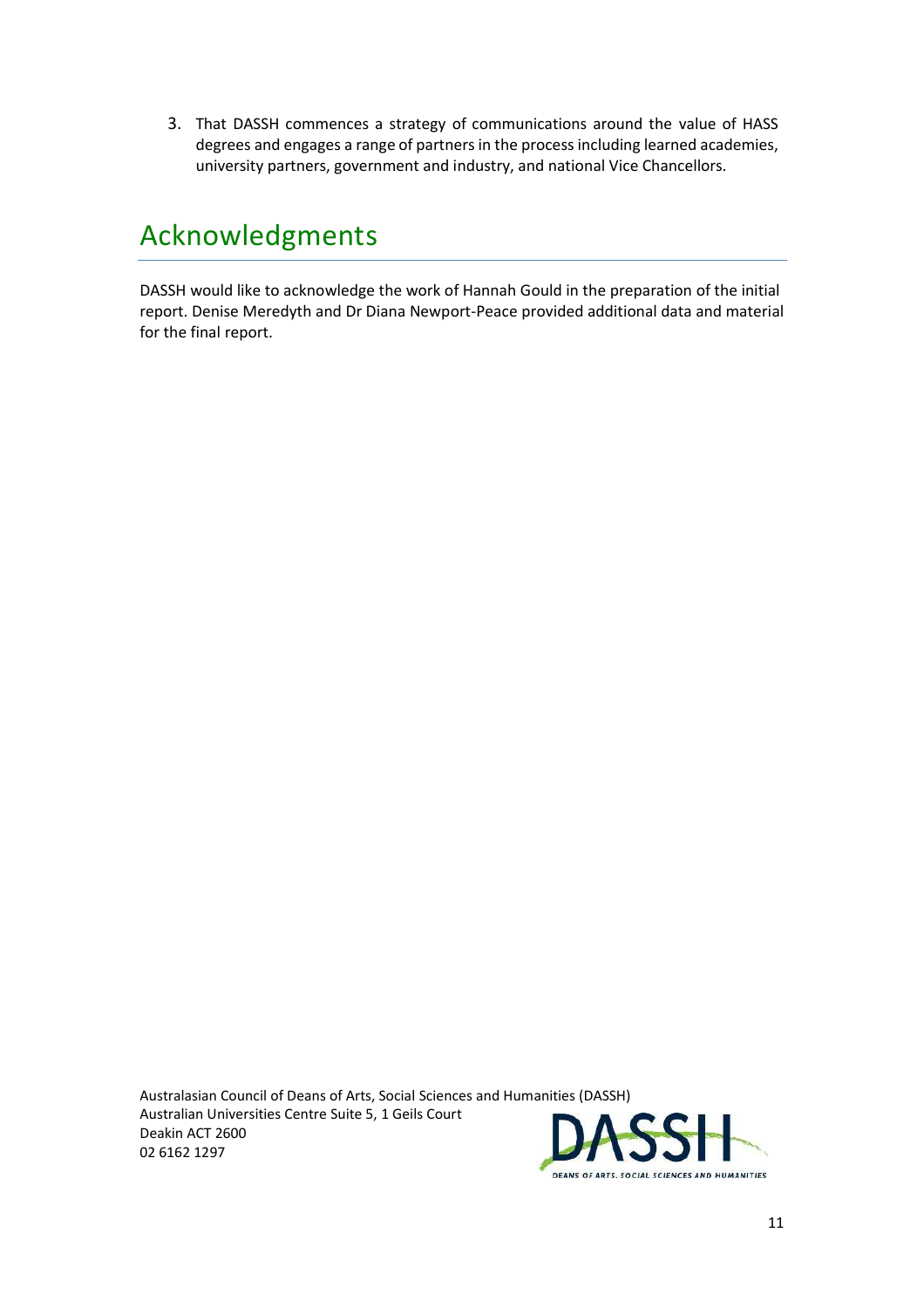3. That DASSH commences a strategy of communications around the value of HASS degrees and engages a range of partners in the process including learned academies, university partners, government and industry, and national Vice Chancellors.

## Acknowledgments

DASSH would like to acknowledge the work of Hannah Gould in the preparation of the initial report. Denise Meredyth and Dr Diana Newport-Peace provided additional data and material for the final report.

Australasian Council of Deans of Arts, Social Sciences and Humanities (DASSH)
Australian Universities Centre Suite 5, 1 Geils Court
Deakin ACT 2600
02 6162 1297